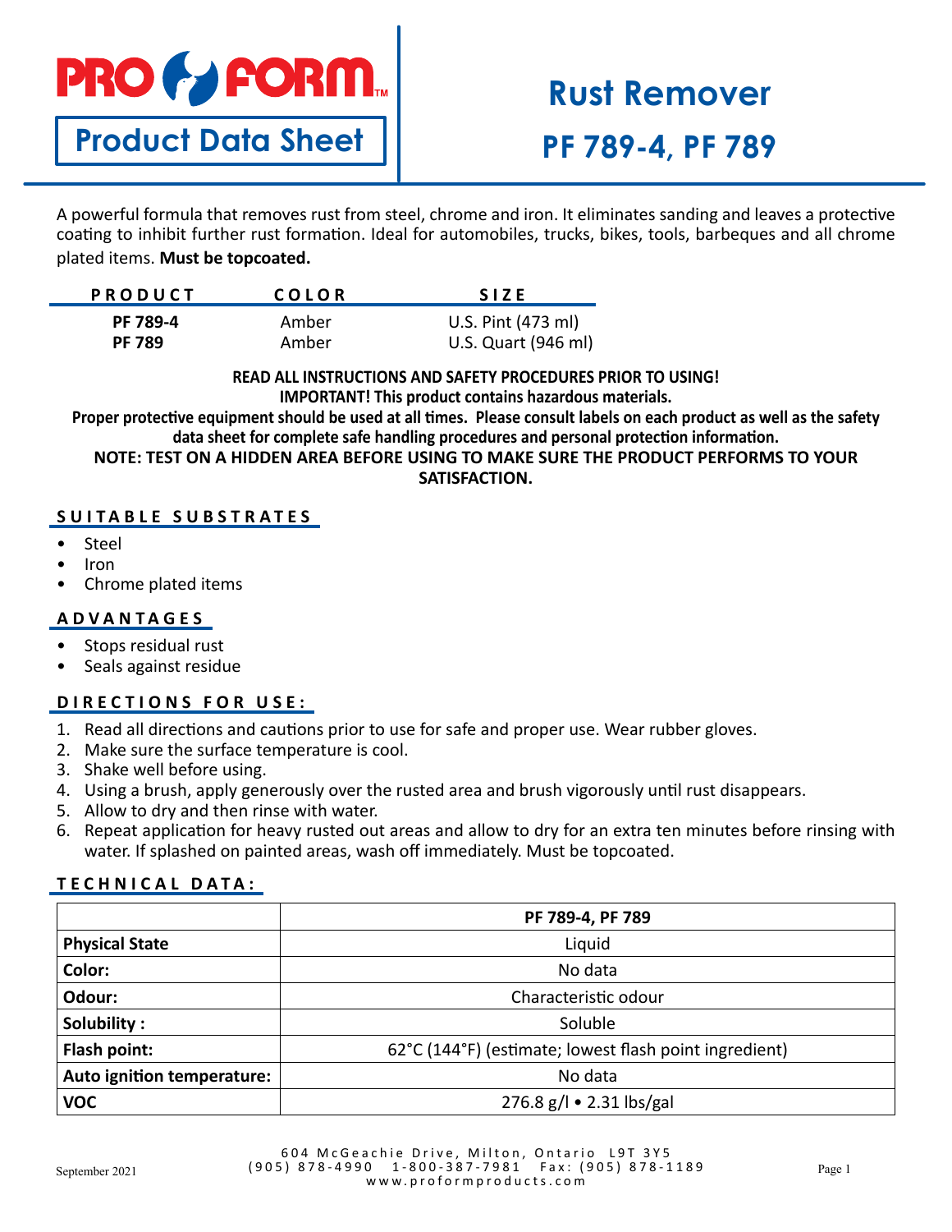# PRO FORM

## Product Data Sheet

# Rust Remover

# PF 789-4, PF 789

A powerful formula that removes rust from steel, chrome and iron. It eliminates sanding and leaves a protective coating to inhibit further rust formation. Ideal for automobiles, trucks, bikes, tools, barbeques and all chrome plated items. **Must be topcoated.**

| PRODUCT | COLOR | SIZE |
|---|---|---|
| **PF 789-4** | Amber | U.S. Pint (473 ml) |
| **PF 789** | Amber | U.S. Quart (946 ml) |

**READ ALL INSTRUCTIONS AND SAFETY PROCEDURES PRIOR TO USING!**
**IMPORTANT! This product contains hazardous materials.**
**Proper protective equipment should be used at all times. Please consult labels on each product as well as the safety data sheet for complete safe handling procedures and personal protection information.**
**NOTE: TEST ON A HIDDEN AREA BEFORE USING TO MAKE SURE THE PRODUCT PERFORMS TO YOUR SATISFACTION.**

## SUITABLE SUBSTRATES

- Steel
- Iron
- Chrome plated items

## ADVANTAGES

- Stops residual rust
- Seals against residue

## DIRECTIONS FOR USE:

1. Read all directions and cautions prior to use for safe and proper use. Wear rubber gloves.
2. Make sure the surface temperature is cool.
3. Shake well before using.
4. Using a brush, apply generously over the rusted area and brush vigorously until rust disappears.
5. Allow to dry and then rinse with water.
6. Repeat application for heavy rusted out areas and allow to dry for an extra ten minutes before rinsing with water. If splashed on painted areas, wash off immediately. Must be topcoated.

## TECHNICAL DATA:

| | PF 789-4, PF 789 |
|---|---|
| **Physical State** | Liquid |
| **Color:** | No data |
| **Odour:** | Characteristic odour |
| **Solubility :** | Soluble |
| **Flash point:** | 62°C (144°F) (estimate; lowest flash point ingredient) |
| **Auto ignition temperature:** | No data |
| **VOC** | 276.8 g/l • 2.31 lbs/gal |

September 2021

604 McGeachie Drive, Milton, Ontario L9T 3Y5
(905) 878-4990 1-800-387-7981 Fax: (905) 878-1189
www.proformproducts.com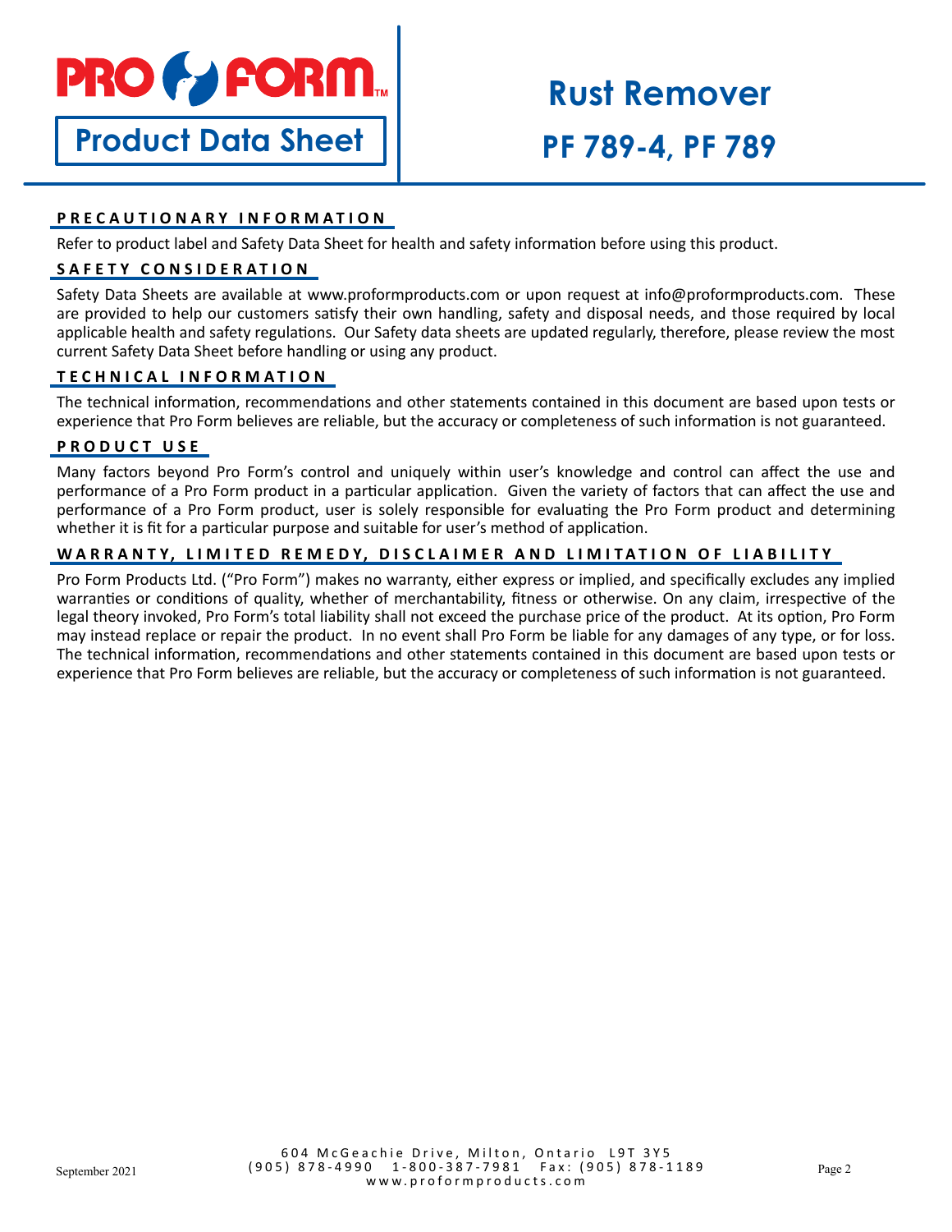PRO FORM™

Product Data Sheet

# Rust Remover

# PF 789-4, PF 789

## PRECAUTIONARY INFORMATION

Refer to product label and Safety Data Sheet for health and safety information before using this product.

## SAFETY CONSIDERATION

Safety Data Sheets are available at www.proformproducts.com or upon request at info@proformproducts.com. These are provided to help our customers satisfy their own handling, safety and disposal needs, and those required by local applicable health and safety regulations. Our Safety data sheets are updated regularly, therefore, please review the most current Safety Data Sheet before handling or using any product.

## TECHNICAL INFORMATION

The technical information, recommendations and other statements contained in this document are based upon tests or experience that Pro Form believes are reliable, but the accuracy or completeness of such information is not guaranteed.

## PRODUCT USE

Many factors beyond Pro Form's control and uniquely within user's knowledge and control can affect the use and performance of a Pro Form product in a particular application. Given the variety of factors that can affect the use and performance of a Pro Form product, user is solely responsible for evaluating the Pro Form product and determining whether it is fit for a particular purpose and suitable for user's method of application.

## WARRANTY, LIMITED REMEDY, DISCLAIMER AND LIMITATION OF LIABILITY

Pro Form Products Ltd. ("Pro Form") makes no warranty, either express or implied, and specifically excludes any implied warranties or conditions of quality, whether of merchantability, fitness or otherwise. On any claim, irrespective of the legal theory invoked, Pro Form's total liability shall not exceed the purchase price of the product. At its option, Pro Form may instead replace or repair the product. In no event shall Pro Form be liable for any damages of any type, or for loss. The technical information, recommendations and other statements contained in this document are based upon tests or experience that Pro Form believes are reliable, but the accuracy or completeness of such information is not guaranteed.

September 2021

604 McGeachie Drive, Milton, Ontario L9T 3Y5
(905) 878-4990 1-800-387-7981 Fax: (905) 878-1189
www.proformproducts.com